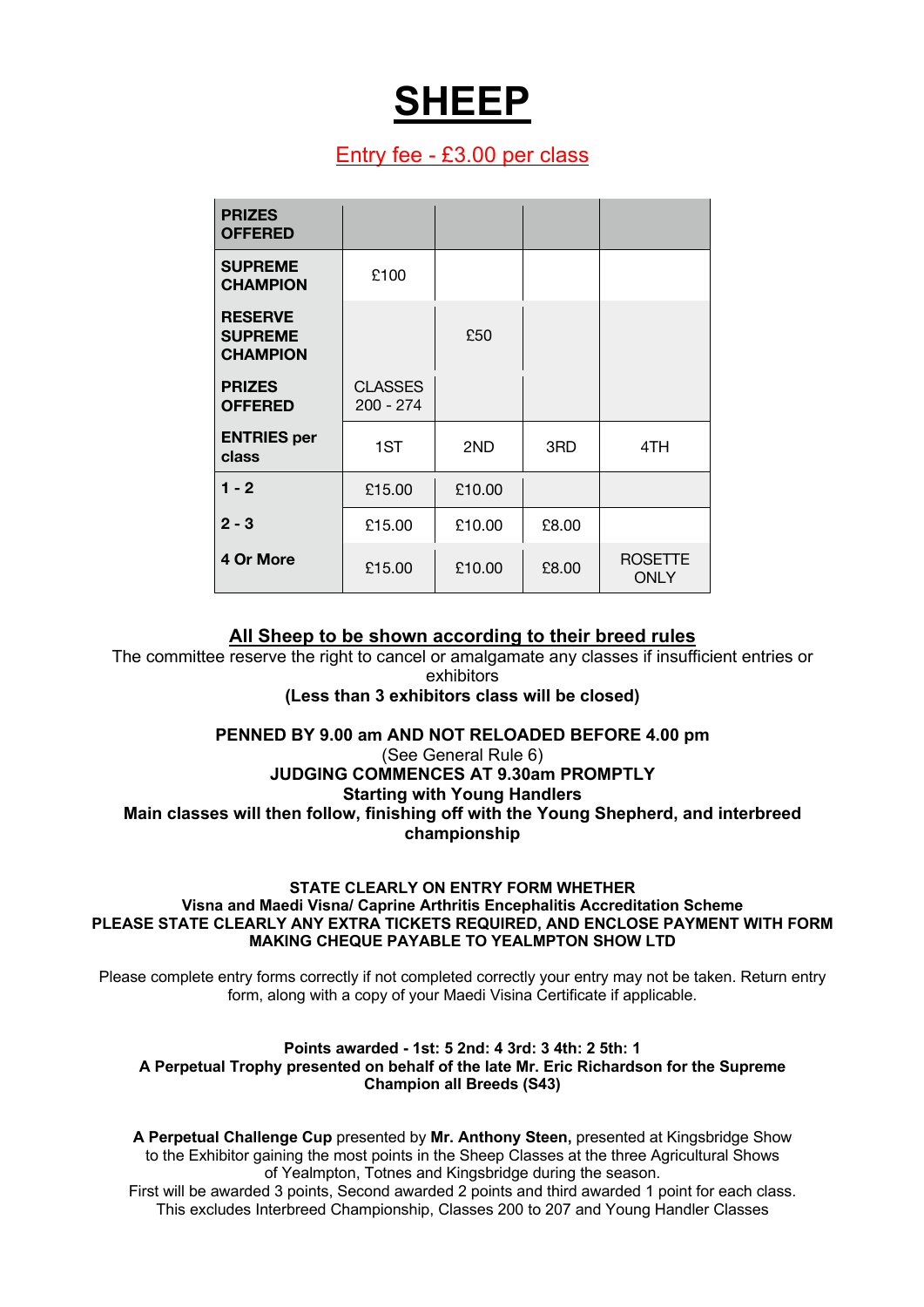# SHEEP

Entry fee - £3.00 per class

| PRIZES OFFERED | | | | |
|---|---|---|---|---|
| SUPREME CHAMPION | £100 | | | |
| RESERVE SUPREME CHAMPION | | £50 | | |
| PRIZES OFFERED | CLASSES 200 - 274 | | | |
| ENTRIES per class | 1ST | 2ND | 3RD | 4TH |
| 1 - 2 | £15.00 | £10.00 | | |
| 2 - 3 | £15.00 | £10.00 | £8.00 | |
| 4 Or More | £15.00 | £10.00 | £8.00 | ROSETTE ONLY |

**All Sheep to be shown according to their breed rules**

The committee reserve the right to cancel or amalgamate any classes if insufficient entries or exhibitors

**(Less than 3 exhibitors class will be closed)**

**PENNED BY 9.00 am AND NOT RELOADED BEFORE 4.00 pm**

(See General Rule 6)

**JUDGING COMMENCES AT 9.30am PROMPTLY**

**Starting with Young Handlers**

**Main classes will then follow, finishing off with the Young Shepherd, and interbreed championship**

**STATE CLEARLY ON ENTRY FORM WHETHER**

**Visna and Maedi Visna/ Caprine Arthritis Encephalitis Accreditation Scheme**

**PLEASE STATE CLEARLY ANY EXTRA TICKETS REQUIRED, AND ENCLOSE PAYMENT WITH FORM MAKING CHEQUE PAYABLE TO YEALMPTON SHOW LTD**

Please complete entry forms correctly if not completed correctly your entry may not be taken. Return entry form, along with a copy of your Maedi Visina Certificate if applicable.

**Points awarded - 1st: 5 2nd: 4 3rd: 3 4th: 2 5th: 1**

**A Perpetual Trophy presented on behalf of the late Mr. Eric Richardson for the Supreme Champion all Breeds (S43)**

**A Perpetual Challenge Cup** presented by **Mr. Anthony Steen,** presented at Kingsbridge Show to the Exhibitor gaining the most points in the Sheep Classes at the three Agricultural Shows of Yealmpton, Totnes and Kingsbridge during the season.

First will be awarded 3 points, Second awarded 2 points and third awarded 1 point for each class. This excludes Interbreed Championship, Classes 200 to 207 and Young Handler Classes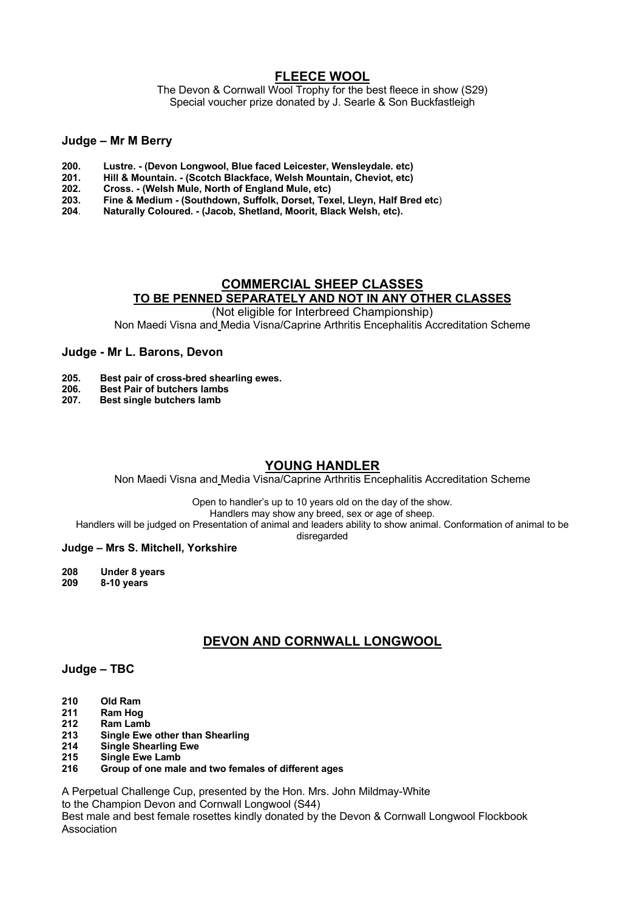## FLEECE WOOL

The Devon & Cornwall Wool Trophy for the best fleece in show (S29)
Special voucher prize donated by J. Searle & Son Buckfastleigh

### Judge – Mr M Berry

**200. Lustre. - (Devon Longwool, Blue faced Leicester, Wensleydale. etc)**
**201. Hill & Mountain. - (Scotch Blackface, Welsh Mountain, Cheviot, etc)**
**202. Cross. - (Welsh Mule, North of England Mule, etc)**
**203. Fine & Medium - (Southdown, Suffolk, Dorset, Texel, Lleyn, Half Bred etc)**
**204. Naturally Coloured. - (Jacob, Shetland, Moorit, Black Welsh, etc).**

## COMMERCIAL SHEEP CLASSES
## TO BE PENNED SEPARATELY AND NOT IN ANY OTHER CLASSES

(Not eligible for Interbreed Championship)
Non Maedi Visna and Media Visna/Caprine Arthritis Encephalitis Accreditation Scheme

### Judge - Mr L. Barons, Devon

**205. Best pair of cross-bred shearling ewes.**
**206. Best Pair of butchers lambs**
**207. Best single butchers lamb**

## YOUNG HANDLER

Non Maedi Visna and Media Visna/Caprine Arthritis Encephalitis Accreditation Scheme

Open to handler's up to 10 years old on the day of the show.
Handlers may show any breed, sex or age of sheep.
Handlers will be judged on Presentation of animal and leaders ability to show animal. Conformation of animal to be disregarded

### Judge – Mrs S. Mitchell, Yorkshire

**208 Under 8 years**
**209 8-10 years**

## DEVON AND CORNWALL LONGWOOL

### Judge – TBC

**210 Old Ram**
**211 Ram Hog**
**212 Ram Lamb**
**213 Single Ewe other than Shearling**
**214 Single Shearling Ewe**
**215 Single Ewe Lamb**
**216 Group of one male and two females of different ages**

A Perpetual Challenge Cup, presented by the Hon. Mrs. John Mildmay-White to the Champion Devon and Cornwall Longwool (S44)
Best male and best female rosettes kindly donated by the Devon & Cornwall Longwool Flockbook Association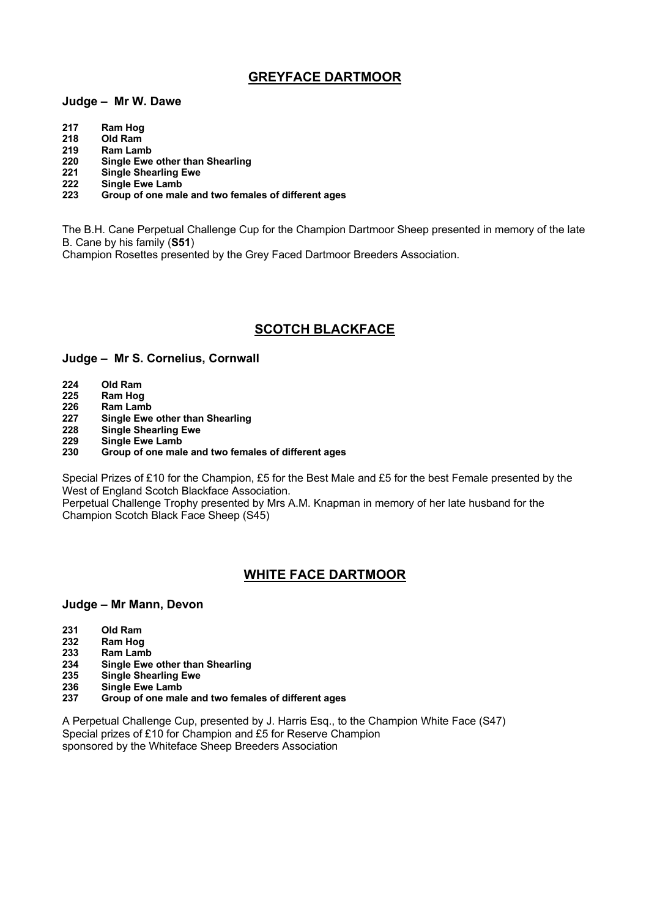## GREYFACE DARTMOOR

### Judge – Mr W. Dawe

**217 Ram Hog**
**218 Old Ram**
**219 Ram Lamb**
**220 Single Ewe other than Shearling**
**221 Single Shearling Ewe**
**222 Single Ewe Lamb**
**223 Group of one male and two females of different ages**

The B.H. Cane Perpetual Challenge Cup for the Champion Dartmoor Sheep presented in memory of the late B. Cane by his family (**S51**)
Champion Rosettes presented by the Grey Faced Dartmoor Breeders Association.

## SCOTCH BLACKFACE

### Judge – Mr S. Cornelius, Cornwall

**224 Old Ram**
**225 Ram Hog**
**226 Ram Lamb**
**227 Single Ewe other than Shearling**
**228 Single Shearling Ewe**
**229 Single Ewe Lamb**
**230 Group of one male and two females of different ages**

Special Prizes of £10 for the Champion, £5 for the Best Male and £5 for the best Female presented by the West of England Scotch Blackface Association.
Perpetual Challenge Trophy presented by Mrs A.M. Knapman in memory of her late husband for the Champion Scotch Black Face Sheep (S45)

## WHITE FACE DARTMOOR

### Judge – Mr Mann, Devon

**231 Old Ram**
**232 Ram Hog**
**233 Ram Lamb**
**234 Single Ewe other than Shearling**
**235 Single Shearling Ewe**
**236 Single Ewe Lamb**
**237 Group of one male and two females of different ages**

A Perpetual Challenge Cup, presented by J. Harris Esq., to the Champion White Face (S47)
Special prizes of £10 for Champion and £5 for Reserve Champion
sponsored by the Whiteface Sheep Breeders Association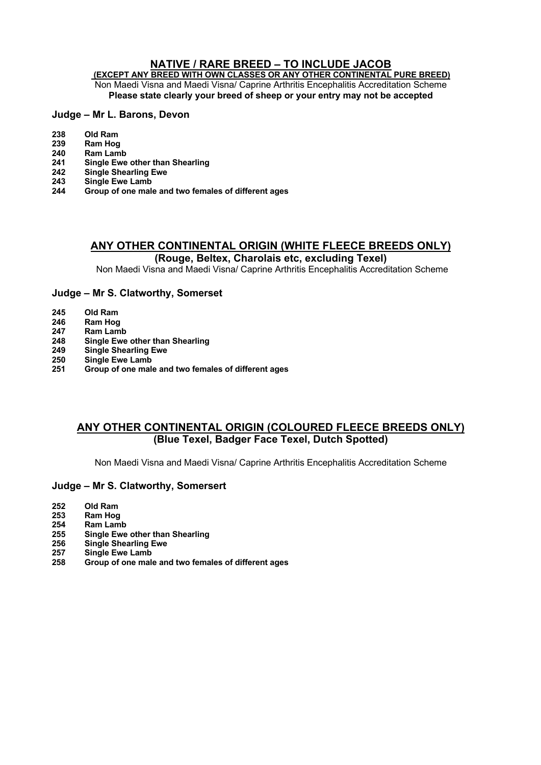## NATIVE / RARE BREED – TO INCLUDE JACOB

**(EXCEPT ANY BREED WITH OWN CLASSES OR ANY OTHER CONTINENTAL PURE BREED)**

Non Maedi Visna and Maedi Visna/ Caprine Arthritis Encephalitis Accreditation Scheme

**Please state clearly your breed of sheep or your entry may not be accepted**

**Judge – Mr L. Barons, Devon**

**238 Old Ram**
**239 Ram Hog**
**240 Ram Lamb**
**241 Single Ewe other than Shearling**
**242 Single Shearling Ewe**
**243 Single Ewe Lamb**
**244 Group of one male and two females of different ages**

## ANY OTHER CONTINENTAL ORIGIN (WHITE FLEECE BREEDS ONLY)

**(Rouge, Beltex, Charolais etc, excluding Texel)**

Non Maedi Visna and Maedi Visna/ Caprine Arthritis Encephalitis Accreditation Scheme

**Judge – Mr S. Clatworthy, Somerset**

**245 Old Ram**
**246 Ram Hog**
**247 Ram Lamb**
**248 Single Ewe other than Shearling**
**249 Single Shearling Ewe**
**250 Single Ewe Lamb**
**251 Group of one male and two females of different ages**

## ANY OTHER CONTINENTAL ORIGIN (COLOURED FLEECE BREEDS ONLY)

**(Blue Texel, Badger Face Texel, Dutch Spotted)**

Non Maedi Visna and Maedi Visna/ Caprine Arthritis Encephalitis Accreditation Scheme

**Judge – Mr S. Clatworthy, Somersert**

**252 Old Ram**
**253 Ram Hog**
**254 Ram Lamb**
**255 Single Ewe other than Shearling**
**256 Single Shearling Ewe**
**257 Single Ewe Lamb**
**258 Group of one male and two females of different ages**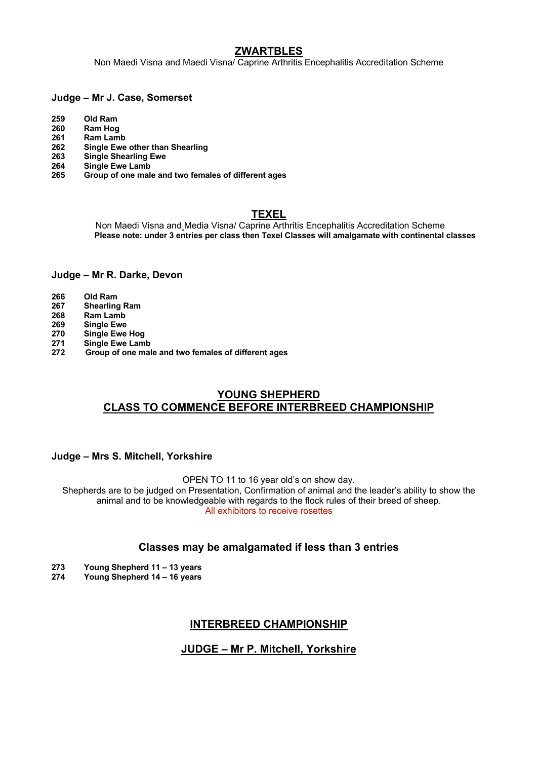## ZWARTBLES

Non Maedi Visna and Maedi Visna/ Caprine Arthritis Encephalitis Accreditation Scheme

**Judge – Mr J. Case, Somerset**

**259 Old Ram**
**260 Ram Hog**
**261 Ram Lamb**
**262 Single Ewe other than Shearling**
**263 Single Shearling Ewe**
**264 Single Ewe Lamb**
**265 Group of one male and two females of different ages**

## TEXEL

Non Maedi Visna and Media Visna/ Caprine Arthritis Encephalitis Accreditation Scheme
**Please note: under 3 entries per class then Texel Classes will amalgamate with continental classes**

**Judge – Mr R. Darke, Devon**

**266 Old Ram**
**267 Shearling Ram**
**268 Ram Lamb**
**269 Single Ewe**
**270 Single Ewe Hog**
**271 Single Ewe Lamb**
**272 Group of one male and two females of different ages**

## YOUNG SHEPHERD
## CLASS TO COMMENCE BEFORE INTERBREED CHAMPIONSHIP

**Judge – Mrs S. Mitchell, Yorkshire**

OPEN TO 11 to 16 year old's on show day.
Shepherds are to be judged on Presentation, Confirmation of animal and the leader's ability to show the animal and to be knowledgeable with regards to the flock rules of their breed of sheep.
All exhibitors to receive rosettes

### Classes may be amalgamated if less than 3 entries

**273 Young Shepherd 11 – 13 years**
**274 Young Shepherd 14 – 16 years**

## INTERBREED CHAMPIONSHIP

## JUDGE – Mr P. Mitchell, Yorkshire